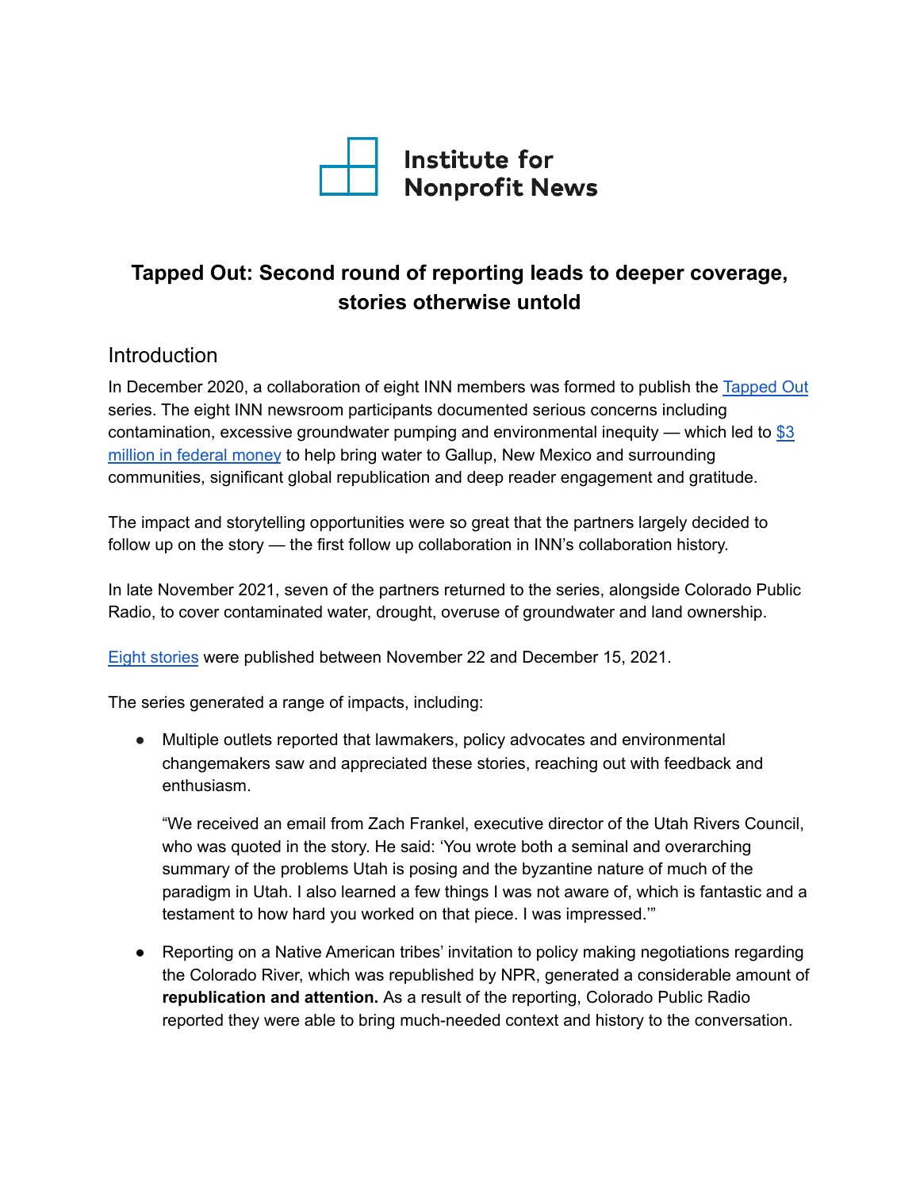Institute for Nonprofit News

# Tapped Out: Second round of reporting leads to deeper coverage, stories otherwise untold

## Introduction

In December 2020, a collaboration of eight INN members was formed to publish the Tapped Out series. The eight INN newsroom participants documented serious concerns including contamination, excessive groundwater pumping and environmental inequity — which led to $3 million in federal money to help bring water to Gallup, New Mexico and surrounding communities, significant global republication and deep reader engagement and gratitude.

The impact and storytelling opportunities were so great that the partners largely decided to follow up on the story — the first follow up collaboration in INN's collaboration history.

In late November 2021, seven of the partners returned to the series, alongside Colorado Public Radio, to cover contaminated water, drought, overuse of groundwater and land ownership.

Eight stories were published between November 22 and December 15, 2021.

The series generated a range of impacts, including:

- Multiple outlets reported that lawmakers, policy advocates and environmental changemakers saw and appreciated these stories, reaching out with feedback and enthusiasm.

  "We received an email from Zach Frankel, executive director of the Utah Rivers Council, who was quoted in the story. He said: 'You wrote both a seminal and overarching summary of the problems Utah is posing and the byzantine nature of much of the paradigm in Utah. I also learned a few things I was not aware of, which is fantastic and a testament to how hard you worked on that piece. I was impressed.'"

- Reporting on a Native American tribes' invitation to policy making negotiations regarding the Colorado River, which was republished by NPR, generated a considerable amount of **republication and attention.** As a result of the reporting, Colorado Public Radio reported they were able to bring much-needed context and history to the conversation.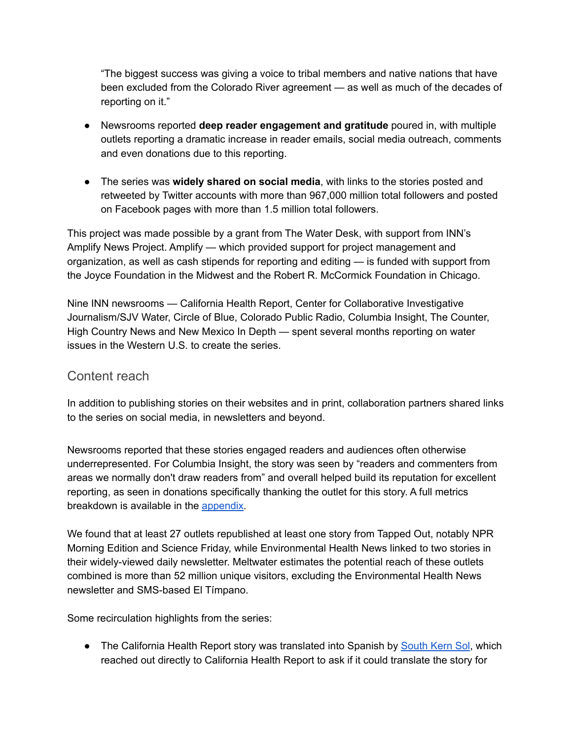"The biggest success was giving a voice to tribal members and native nations that have been excluded from the Colorado River agreement — as well as much of the decades of reporting on it."

- Newsrooms reported **deep reader engagement and gratitude** poured in, with multiple outlets reporting a dramatic increase in reader emails, social media outreach, comments and even donations due to this reporting.

- The series was **widely shared on social media**, with links to the stories posted and retweeted by Twitter accounts with more than 967,000 million total followers and posted on Facebook pages with more than 1.5 million total followers.

This project was made possible by a grant from The Water Desk, with support from INN's Amplify News Project. Amplify — which provided support for project management and organization, as well as cash stipends for reporting and editing — is funded with support from the Joyce Foundation in the Midwest and the Robert R. McCormick Foundation in Chicago.

Nine INN newsrooms — California Health Report, Center for Collaborative Investigative Journalism/SJV Water, Circle of Blue, Colorado Public Radio, Columbia Insight, The Counter, High Country News and New Mexico In Depth — spent several months reporting on water issues in the Western U.S. to create the series.

## Content reach

In addition to publishing stories on their websites and in print, collaboration partners shared links to the series on social media, in newsletters and beyond.

Newsrooms reported that these stories engaged readers and audiences often otherwise underrepresented. For Columbia Insight, the story was seen by "readers and commenters from areas we normally don't draw readers from" and overall helped build its reputation for excellent reporting, as seen in donations specifically thanking the outlet for this story. A full metrics breakdown is available in the appendix.

We found that at least 27 outlets republished at least one story from Tapped Out, notably NPR Morning Edition and Science Friday, while Environmental Health News linked to two stories in their widely-viewed daily newsletter. Meltwater estimates the potential reach of these outlets combined is more than 52 million unique visitors, excluding the Environmental Health News newsletter and SMS-based El Tímpano.

Some recirculation highlights from the series:

- The California Health Report story was translated into Spanish by South Kern Sol, which reached out directly to California Health Report to ask if it could translate the story for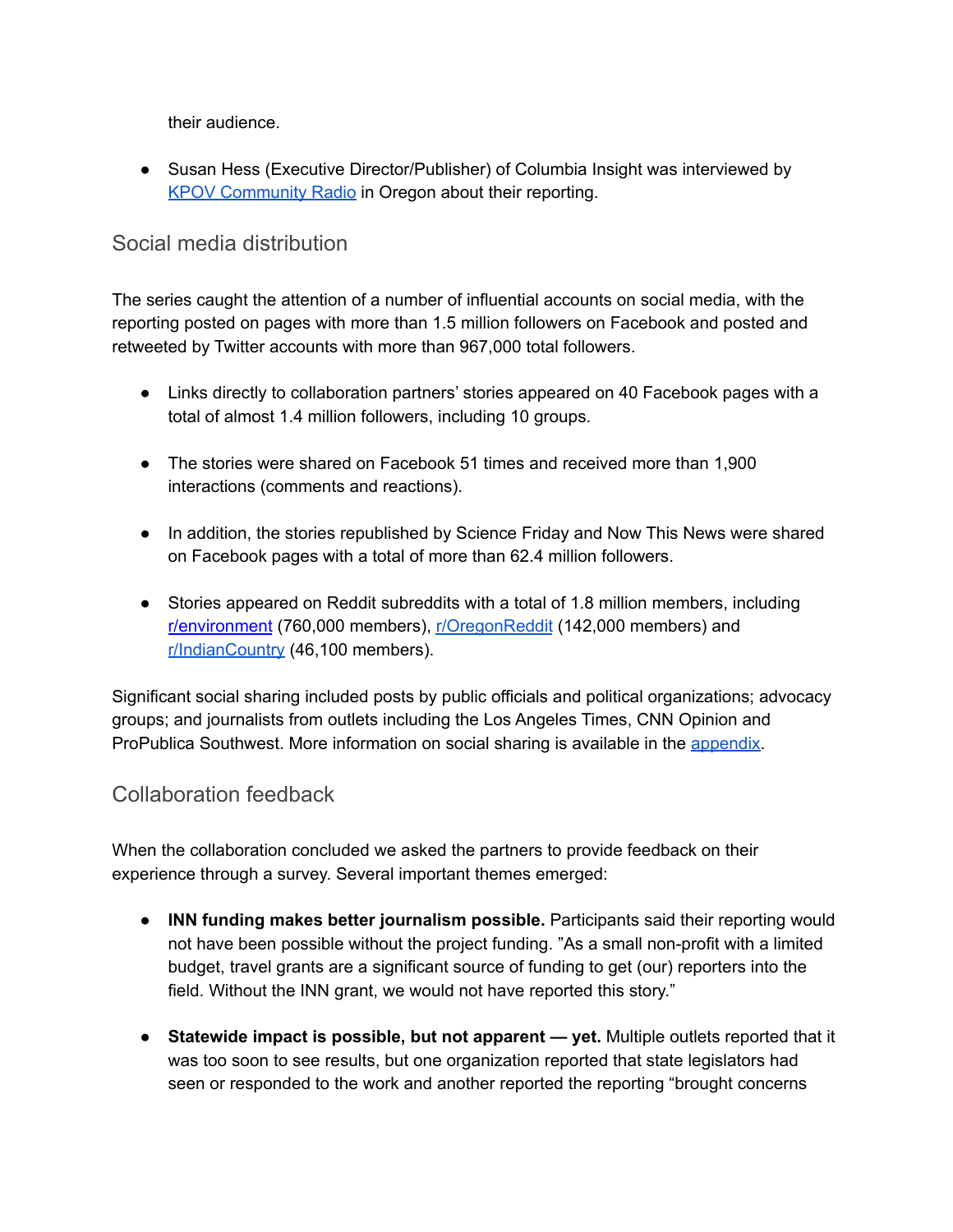their audience.

- Susan Hess (Executive Director/Publisher) of Columbia Insight was interviewed by [KPOV Community Radio](#) in Oregon about their reporting.

## Social media distribution

The series caught the attention of a number of influential accounts on social media, with the reporting posted on pages with more than 1.5 million followers on Facebook and posted and retweeted by Twitter accounts with more than 967,000 total followers.

- Links directly to collaboration partners' stories appeared on 40 Facebook pages with a total of almost 1.4 million followers, including 10 groups.
- The stories were shared on Facebook 51 times and received more than 1,900 interactions (comments and reactions).
- In addition, the stories republished by Science Friday and Now This News were shared on Facebook pages with a total of more than 62.4 million followers.
- Stories appeared on Reddit subreddits with a total of 1.8 million members, including [r/environment](#) (760,000 members), [r/OregonReddit](#) (142,000 members) and [r/IndianCountry](#) (46,100 members).

Significant social sharing included posts by public officials and political organizations; advocacy groups; and journalists from outlets including the Los Angeles Times, CNN Opinion and ProPublica Southwest. More information on social sharing is available in the [appendix](#).

## Collaboration feedback

When the collaboration concluded we asked the partners to provide feedback on their experience through a survey. Several important themes emerged:

- **INN funding makes better journalism possible.** Participants said their reporting would not have been possible without the project funding. "As a small non-profit with a limited budget, travel grants are a significant source of funding to get (our) reporters into the field. Without the INN grant, we would not have reported this story."
- **Statewide impact is possible, but not apparent — yet.** Multiple outlets reported that it was too soon to see results, but one organization reported that state legislators had seen or responded to the work and another reported the reporting "brought concerns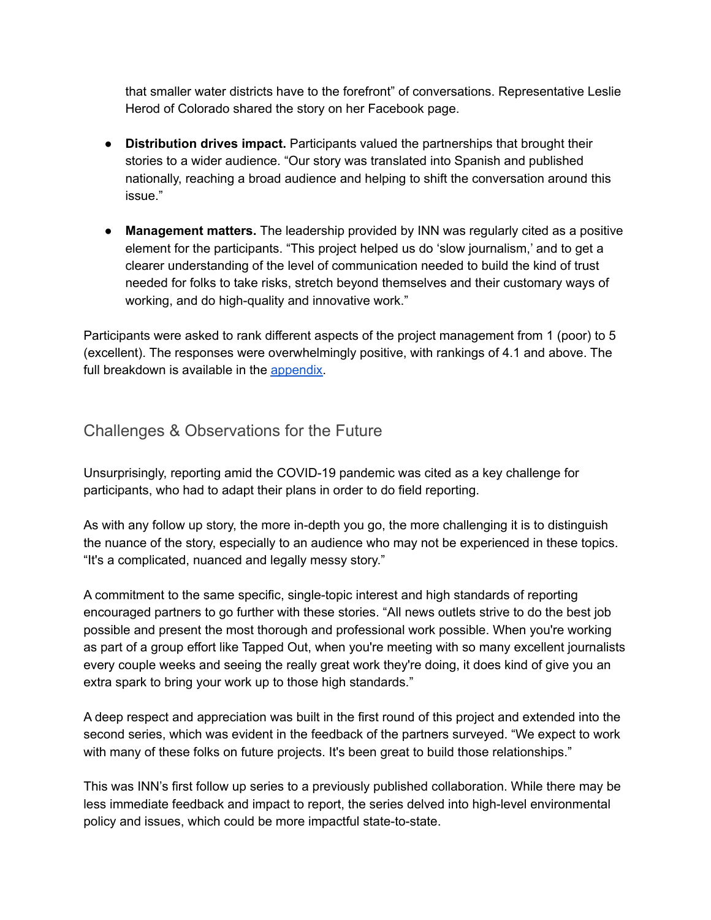that smaller water districts have to the forefront" of conversations. Representative Leslie Herod of Colorado shared the story on her Facebook page.

- **Distribution drives impact.** Participants valued the partnerships that brought their stories to a wider audience. "Our story was translated into Spanish and published nationally, reaching a broad audience and helping to shift the conversation around this issue."
- **Management matters.** The leadership provided by INN was regularly cited as a positive element for the participants. "This project helped us do 'slow journalism,' and to get a clearer understanding of the level of communication needed to build the kind of trust needed for folks to take risks, stretch beyond themselves and their customary ways of working, and do high-quality and innovative work."

Participants were asked to rank different aspects of the project management from 1 (poor) to 5 (excellent). The responses were overwhelmingly positive, with rankings of 4.1 and above. The full breakdown is available in the [appendix](#).

## Challenges & Observations for the Future

Unsurprisingly, reporting amid the COVID-19 pandemic was cited as a key challenge for participants, who had to adapt their plans in order to do field reporting.

As with any follow up story, the more in-depth you go, the more challenging it is to distinguish the nuance of the story, especially to an audience who may not be experienced in these topics. "It's a complicated, nuanced and legally messy story."

A commitment to the same specific, single-topic interest and high standards of reporting encouraged partners to go further with these stories. "All news outlets strive to do the best job possible and present the most thorough and professional work possible. When you're working as part of a group effort like Tapped Out, when you're meeting with so many excellent journalists every couple weeks and seeing the really great work they're doing, it does kind of give you an extra spark to bring your work up to those high standards."

A deep respect and appreciation was built in the first round of this project and extended into the second series, which was evident in the feedback of the partners surveyed. "We expect to work with many of these folks on future projects. It's been great to build those relationships."

This was INN's first follow up series to a previously published collaboration. While there may be less immediate feedback and impact to report, the series delved into high-level environmental policy and issues, which could be more impactful state-to-state.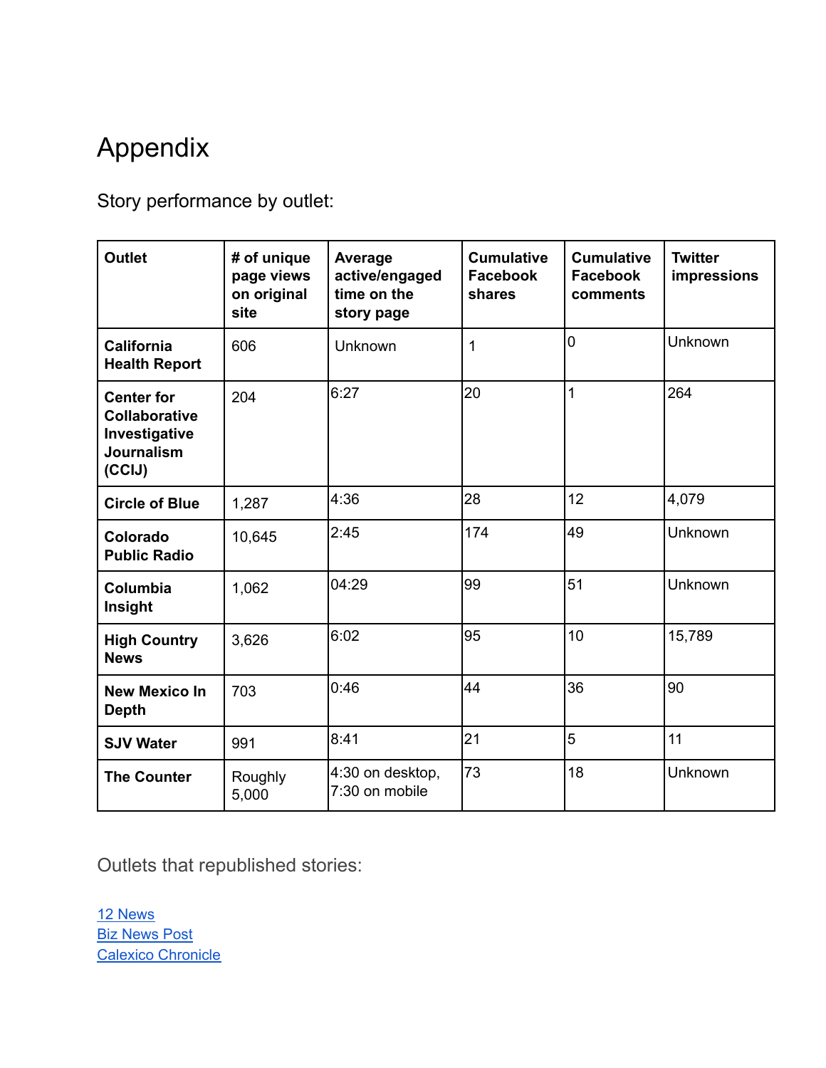# Appendix

Story performance by outlet:

| Outlet | # of unique page views on original site | Average active/engaged time on the story page | Cumulative Facebook shares | Cumulative Facebook comments | Twitter impressions |
|---|---|---|---|---|---|
| **California Health Report** | 606 | Unknown | 1 | 0 | Unknown |
| **Center for Collaborative Investigative Journalism (CCIJ)** | 204 | 6:27 | 20 | 1 | 264 |
| **Circle of Blue** | 1,287 | 4:36 | 28 | 12 | 4,079 |
| **Colorado Public Radio** | 10,645 | 2:45 | 174 | 49 | Unknown |
| **Columbia Insight** | 1,062 | 04:29 | 99 | 51 | Unknown |
| **High Country News** | 3,626 | 6:02 | 95 | 10 | 15,789 |
| **New Mexico In Depth** | 703 | 0:46 | 44 | 36 | 90 |
| **SJV Water** | 991 | 8:41 | 21 | 5 | 11 |
| **The Counter** | Roughly 5,000 | 4:30 on desktop, 7:30 on mobile | 73 | 18 | Unknown |

Outlets that republished stories:

12 News
Biz News Post
Calexico Chronicle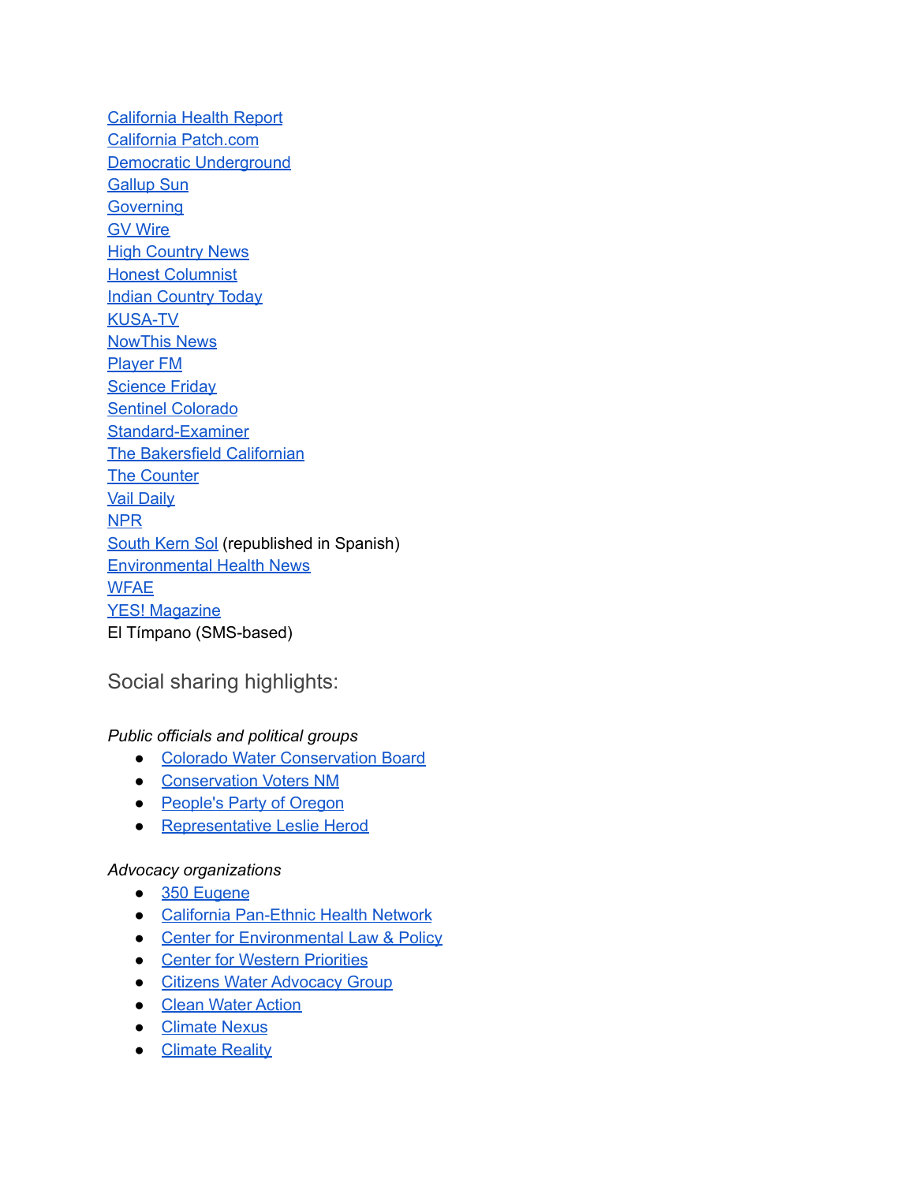California Health Report
California Patch.com
Democratic Underground
Gallup Sun
Governing
GV Wire
High Country News
Honest Columnist
Indian Country Today
KUSA-TV
NowThis News
Player FM
Science Friday
Sentinel Colorado
Standard-Examiner
The Bakersfield Californian
The Counter
Vail Daily
NPR
South Kern Sol (republished in Spanish)
Environmental Health News
WFAE
YES! Magazine
El Tímpano (SMS-based)

## Social sharing highlights:

*Public officials and political groups*

- Colorado Water Conservation Board
- Conservation Voters NM
- People's Party of Oregon
- Representative Leslie Herod

*Advocacy organizations*

- 350 Eugene
- California Pan-Ethnic Health Network
- Center for Environmental Law & Policy
- Center for Western Priorities
- Citizens Water Advocacy Group
- Clean Water Action
- Climate Nexus
- Climate Reality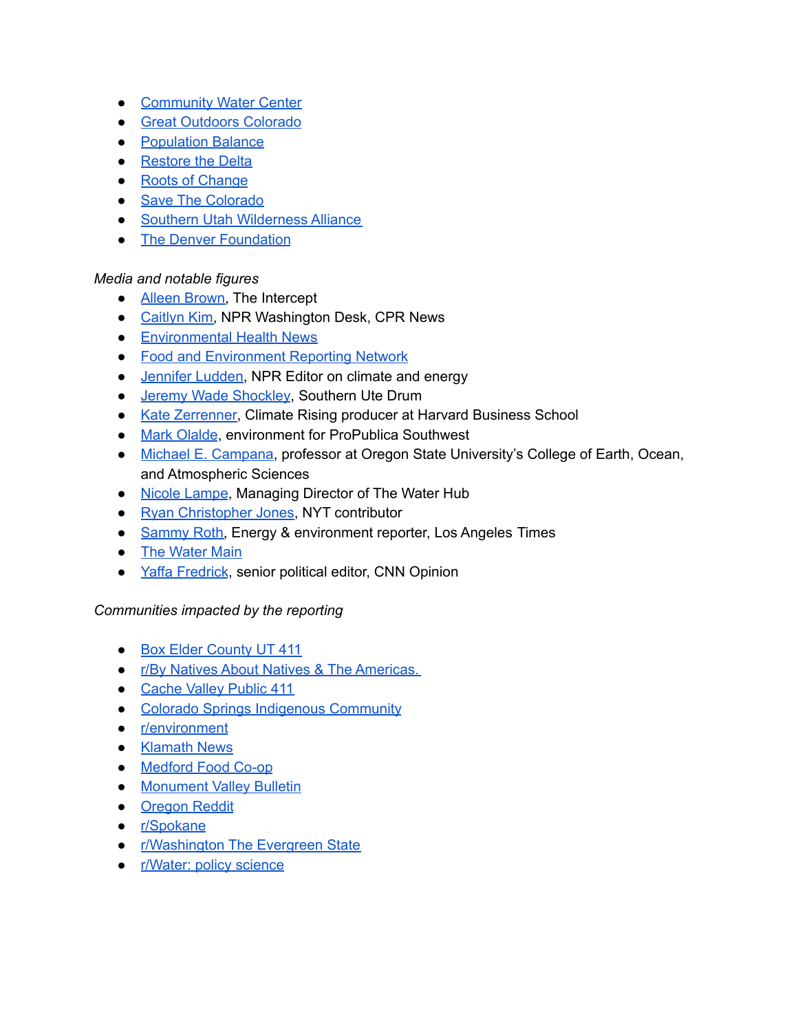- Community Water Center
- Great Outdoors Colorado
- Population Balance
- Restore the Delta
- Roots of Change
- Save The Colorado
- Southern Utah Wilderness Alliance
- The Denver Foundation

*Media and notable figures*

- Alleen Brown, The Intercept
- Caitlyn Kim, NPR Washington Desk, CPR News
- Environmental Health News
- Food and Environment Reporting Network
- Jennifer Ludden, NPR Editor on climate and energy
- Jeremy Wade Shockley, Southern Ute Drum
- Kate Zerrenner, Climate Rising producer at Harvard Business School
- Mark Olalde, environment for ProPublica Southwest
- Michael E. Campana, professor at Oregon State University's College of Earth, Ocean, and Atmospheric Sciences
- Nicole Lampe, Managing Director of The Water Hub
- Ryan Christopher Jones, NYT contributor
- Sammy Roth, Energy & environment reporter, Los Angeles Times
- The Water Main
- Yaffa Fredrick, senior political editor, CNN Opinion

*Communities impacted by the reporting*

- Box Elder County UT 411
- r/By Natives About Natives & The Americas.
- Cache Valley Public 411
- Colorado Springs Indigenous Community
- r/environment
- Klamath News
- Medford Food Co-op
- Monument Valley Bulletin
- Oregon Reddit
- r/Spokane
- r/Washington The Evergreen State
- r/Water: policy science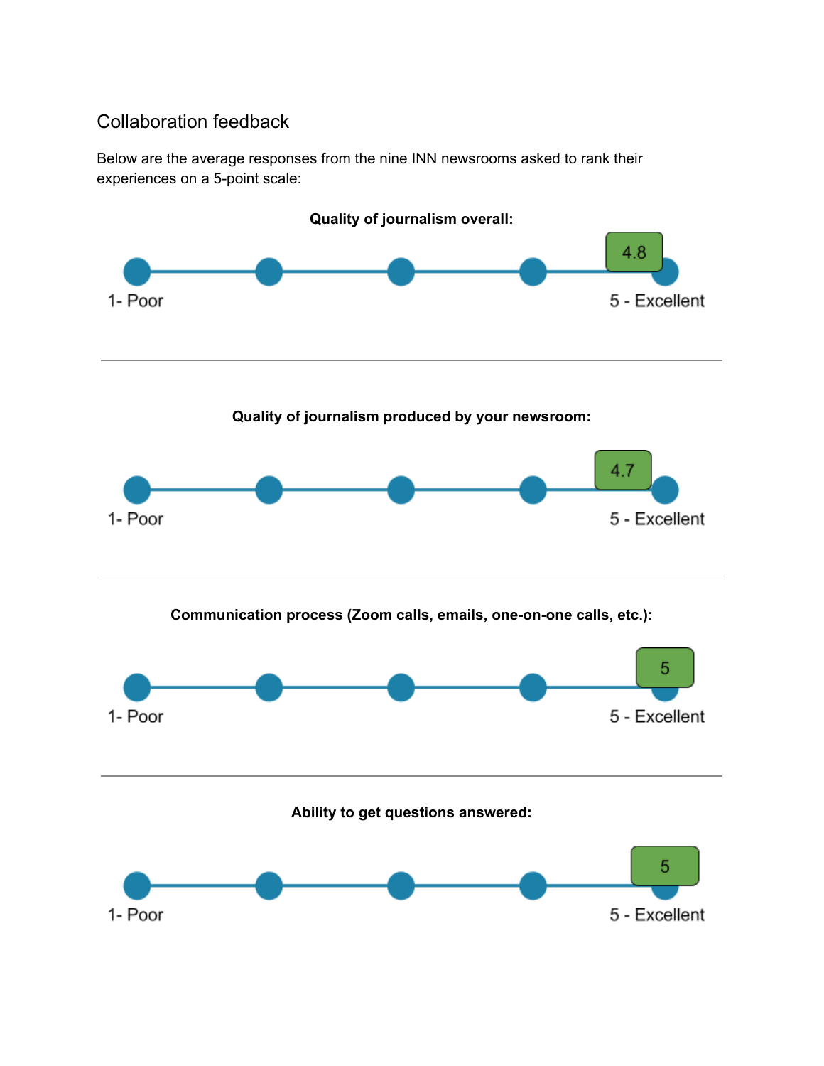## Collaboration feedback

Below are the average responses from the nine INN newsrooms asked to rank their experiences on a 5-point scale:

**Quality of journalism overall:**

4.8

1- Poor — 5 - Excellent

---

**Quality of journalism produced by your newsroom:**

4.7

1- Poor — 5 - Excellent

---

**Communication process (Zoom calls, emails, one-on-one calls, etc.):**

5

1- Poor — 5 - Excellent

---

**Ability to get questions answered:**

5

1- Poor — 5 - Excellent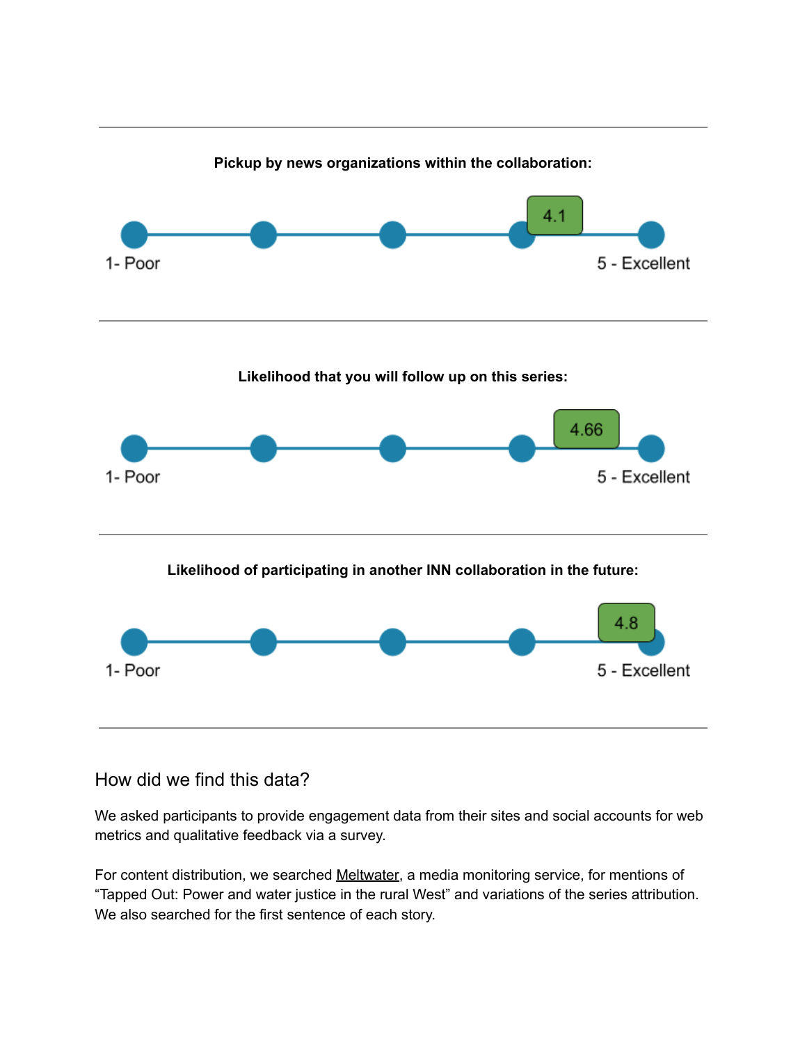---

**Pickup by news organizations within the collaboration:**

1- Poor — 5 - Excellent: **4.1**

---

**Likelihood that you will follow up on this series:**

1- Poor — 5 - Excellent: **4.66**

---

**Likelihood of participating in another INN collaboration in the future:**

1- Poor — 5 - Excellent: **4.8**

---

## How did we find this data?

We asked participants to provide engagement data from their sites and social accounts for web metrics and qualitative feedback via a survey.

For content distribution, we searched Meltwater, a media monitoring service, for mentions of "Tapped Out: Power and water justice in the rural West" and variations of the series attribution. We also searched for the first sentence of each story.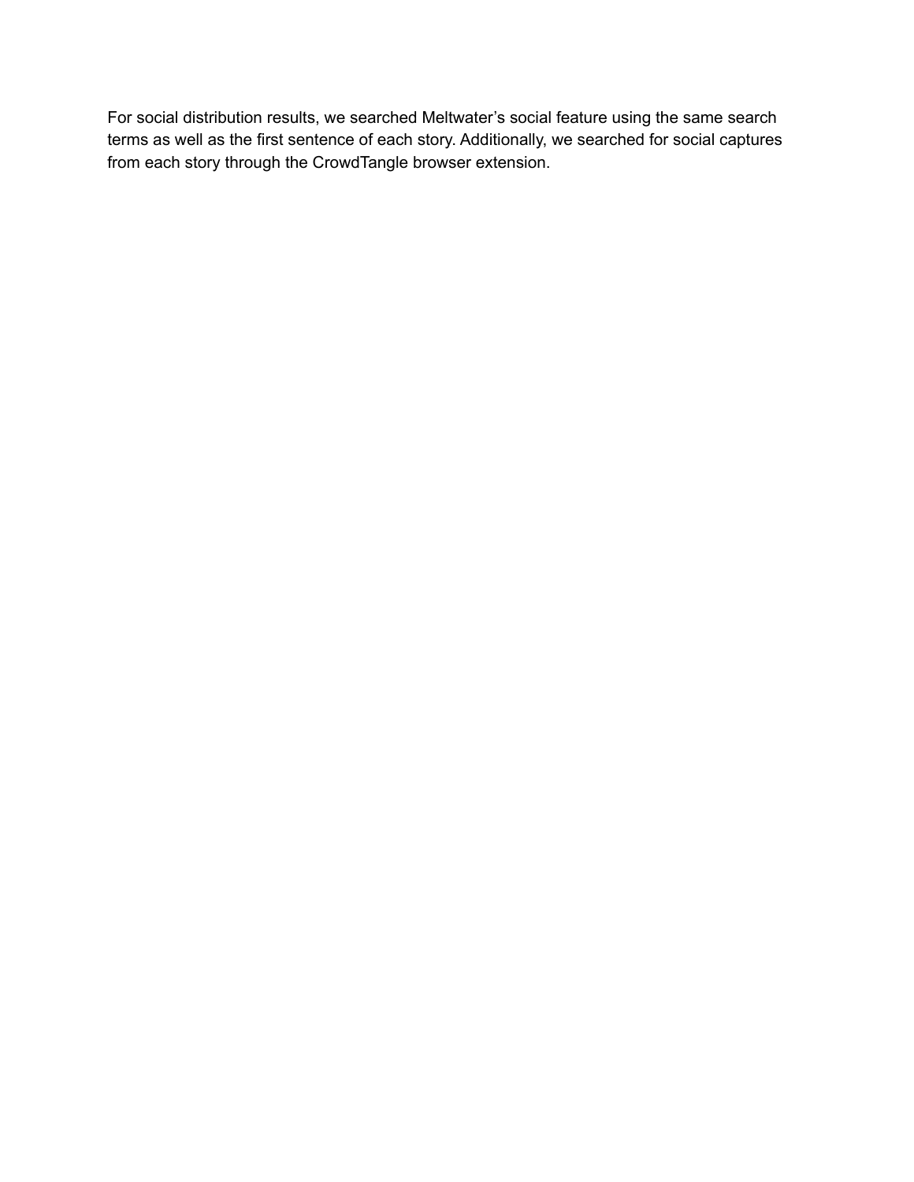For social distribution results, we searched Meltwater's social feature using the same search terms as well as the first sentence of each story. Additionally, we searched for social captures from each story through the CrowdTangle browser extension.